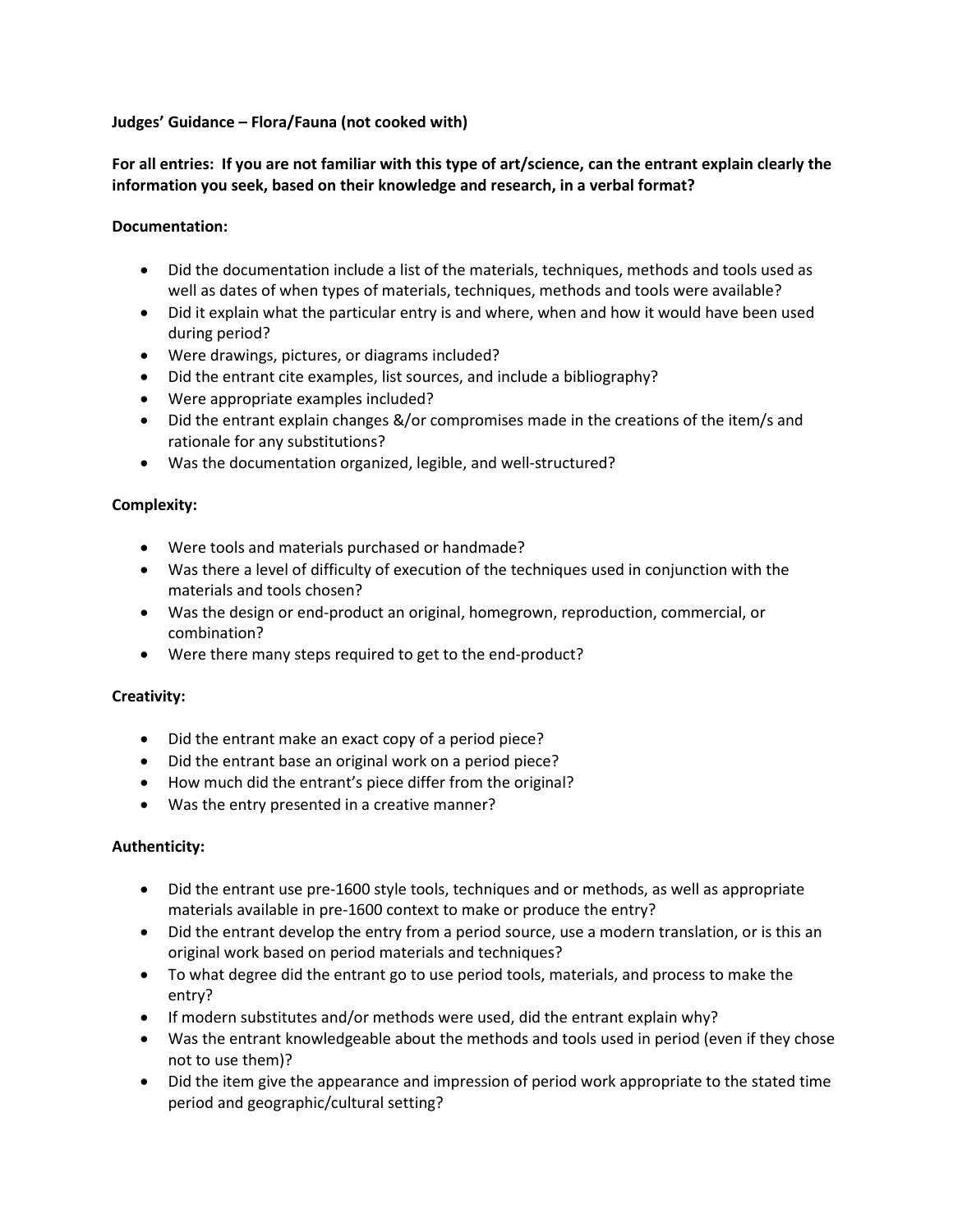**Judges' Guidance – Flora/Fauna (not cooked with)**

**For all entries: If you are not familiar with this type of art/science, can the entrant explain clearly the information you seek, based on their knowledge and research, in a verbal format?**

**Documentation:**

- Did the documentation include a list of the materials, techniques, methods and tools used as well as dates of when types of materials, techniques, methods and tools were available?
- Did it explain what the particular entry is and where, when and how it would have been used during period?
- Were drawings, pictures, or diagrams included?
- Did the entrant cite examples, list sources, and include a bibliography?
- Were appropriate examples included?
- Did the entrant explain changes &/or compromises made in the creations of the item/s and rationale for any substitutions?
- Was the documentation organized, legible, and well-structured?

**Complexity:**

- Were tools and materials purchased or handmade?
- Was there a level of difficulty of execution of the techniques used in conjunction with the materials and tools chosen?
- Was the design or end-product an original, homegrown, reproduction, commercial, or combination?
- Were there many steps required to get to the end-product?

**Creativity:**

- Did the entrant make an exact copy of a period piece?
- Did the entrant base an original work on a period piece?
- How much did the entrant's piece differ from the original?
- Was the entry presented in a creative manner?

**Authenticity:**

- Did the entrant use pre-1600 style tools, techniques and or methods, as well as appropriate materials available in pre-1600 context to make or produce the entry?
- Did the entrant develop the entry from a period source, use a modern translation, or is this an original work based on period materials and techniques?
- To what degree did the entrant go to use period tools, materials, and process to make the entry?
- If modern substitutes and/or methods were used, did the entrant explain why?
- Was the entrant knowledgeable about the methods and tools used in period (even if they chose not to use them)?
- Did the item give the appearance and impression of period work appropriate to the stated time period and geographic/cultural setting?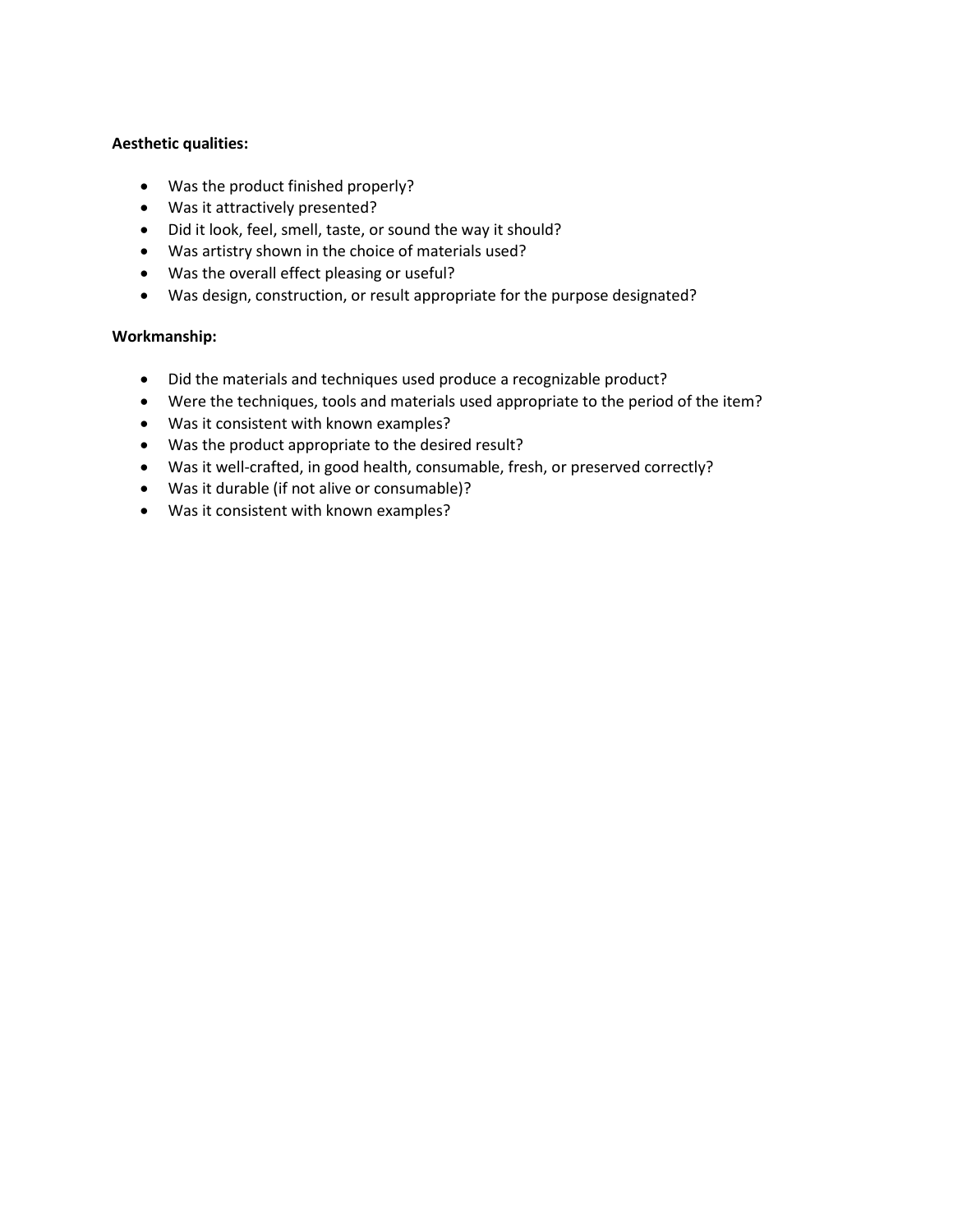**Aesthetic qualities:**

- Was the product finished properly?
- Was it attractively presented?
- Did it look, feel, smell, taste, or sound the way it should?
- Was artistry shown in the choice of materials used?
- Was the overall effect pleasing or useful?
- Was design, construction, or result appropriate for the purpose designated?

**Workmanship:**

- Did the materials and techniques used produce a recognizable product?
- Were the techniques, tools and materials used appropriate to the period of the item?
- Was it consistent with known examples?
- Was the product appropriate to the desired result?
- Was it well-crafted, in good health, consumable, fresh, or preserved correctly?
- Was it durable (if not alive or consumable)?
- Was it consistent with known examples?